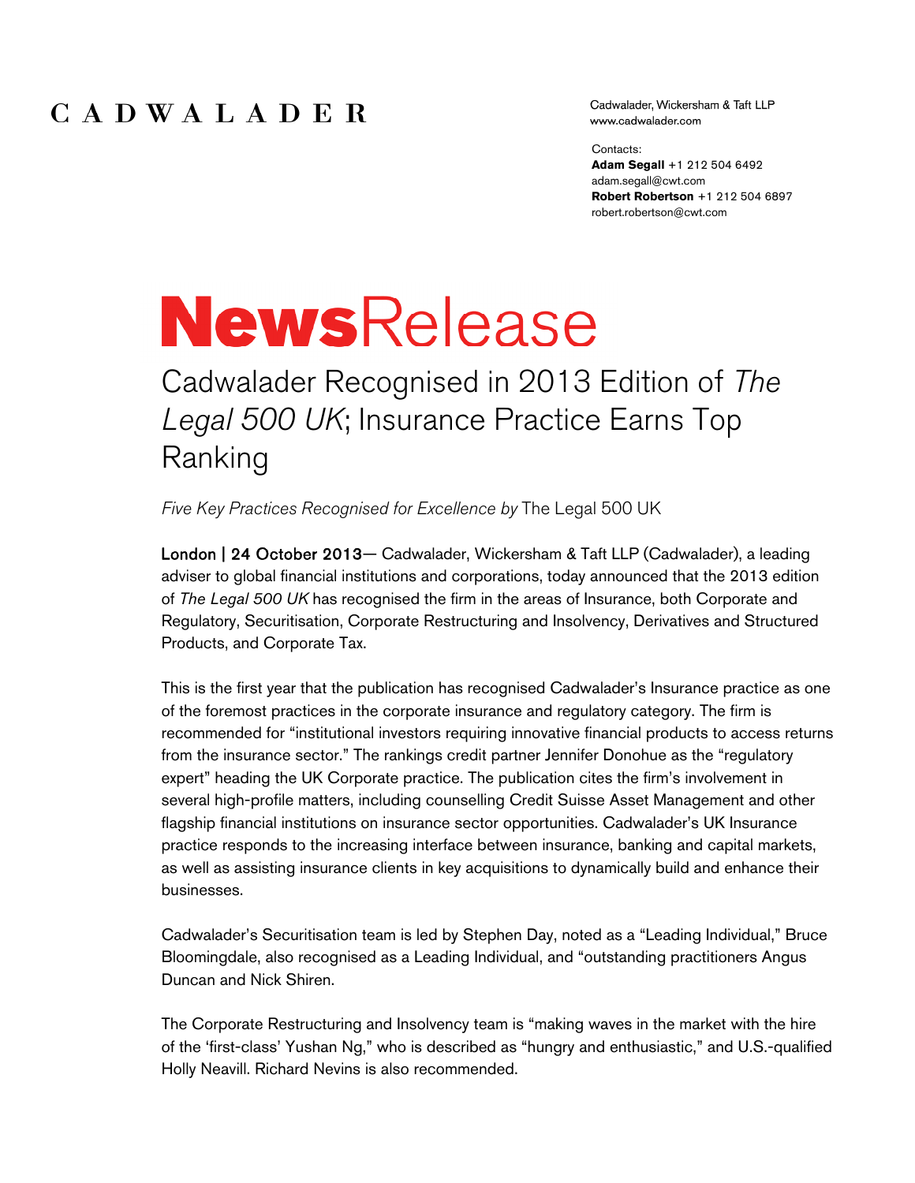CADWALADER

Cadwalader, Wickersham & Taft LLP
www.cadwalader.com

Contacts:
**Adam Segall** +1 212 504 6492
adam.segall@cwt.com
**Robert Robertson** +1 212 504 6897
robert.robertson@cwt.com

# NewsRelease

## Cadwalader Recognised in 2013 Edition of *The Legal 500 UK*; Insurance Practice Earns Top Ranking

*Five Key Practices Recognised for Excellence by* The Legal 500 UK

London | 24 October 2013— Cadwalader, Wickersham & Taft LLP (Cadwalader), a leading adviser to global financial institutions and corporations, today announced that the 2013 edition of *The Legal 500 UK* has recognised the firm in the areas of Insurance, both Corporate and Regulatory, Securitisation, Corporate Restructuring and Insolvency, Derivatives and Structured Products, and Corporate Tax.

This is the first year that the publication has recognised Cadwalader's Insurance practice as one of the foremost practices in the corporate insurance and regulatory category. The firm is recommended for "institutional investors requiring innovative financial products to access returns from the insurance sector." The rankings credit partner Jennifer Donohue as the "regulatory expert" heading the UK Corporate practice. The publication cites the firm's involvement in several high-profile matters, including counselling Credit Suisse Asset Management and other flagship financial institutions on insurance sector opportunities. Cadwalader's UK Insurance practice responds to the increasing interface between insurance, banking and capital markets, as well as assisting insurance clients in key acquisitions to dynamically build and enhance their businesses.

Cadwalader's Securitisation team is led by Stephen Day, noted as a "Leading Individual," Bruce Bloomingdale, also recognised as a Leading Individual, and "outstanding practitioners Angus Duncan and Nick Shiren.

The Corporate Restructuring and Insolvency team is "making waves in the market with the hire of the 'first-class' Yushan Ng," who is described as "hungry and enthusiastic," and U.S.-qualified Holly Neavill. Richard Nevins is also recommended.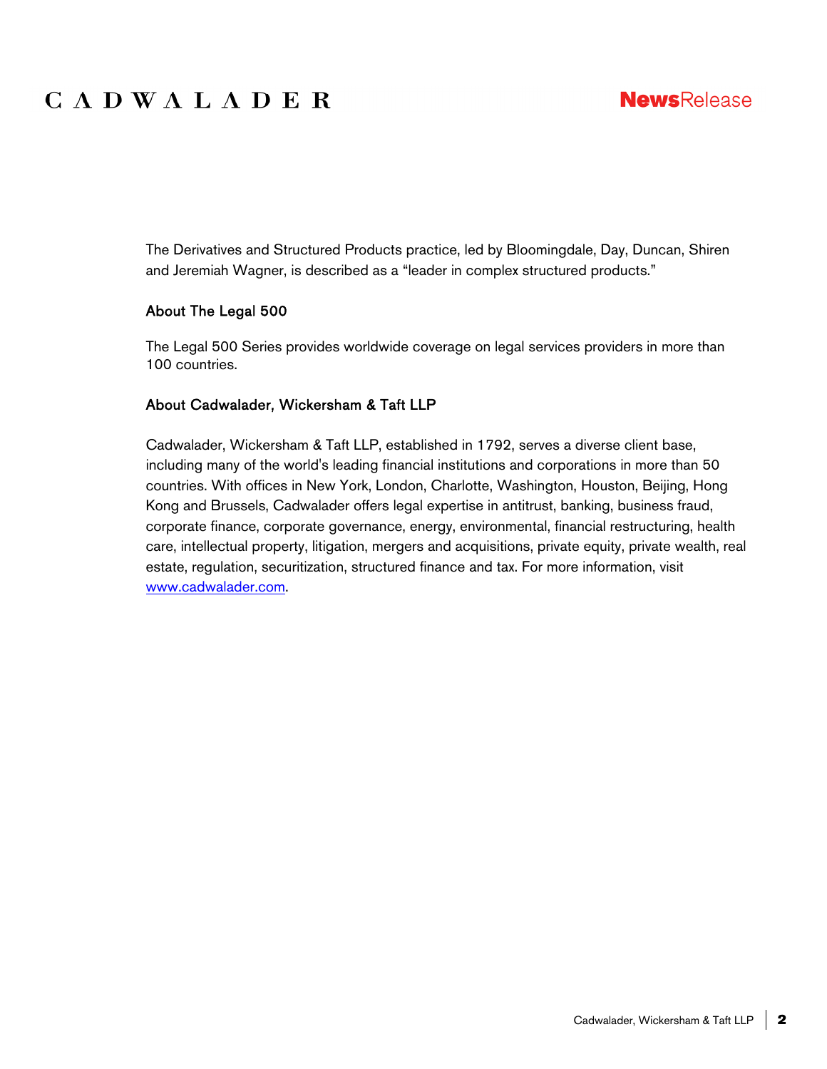The Derivatives and Structured Products practice, led by Bloomingdale, Day, Duncan, Shiren and Jeremiah Wagner, is described as a "leader in complex structured products."

### About The Legal 500

The Legal 500 Series provides worldwide coverage on legal services providers in more than 100 countries.

### About Cadwalader, Wickersham & Taft LLP

Cadwalader, Wickersham & Taft LLP, established in 1792, serves a diverse client base, including many of the world's leading financial institutions and corporations in more than 50 countries. With offices in New York, London, Charlotte, Washington, Houston, Beijing, Hong Kong and Brussels, Cadwalader offers legal expertise in antitrust, banking, business fraud, corporate finance, corporate governance, energy, environmental, financial restructuring, health care, intellectual property, litigation, mergers and acquisitions, private equity, private wealth, real estate, regulation, securitization, structured finance and tax. For more information, visit [www.cadwalader.com](http://www.cadwalader.com).